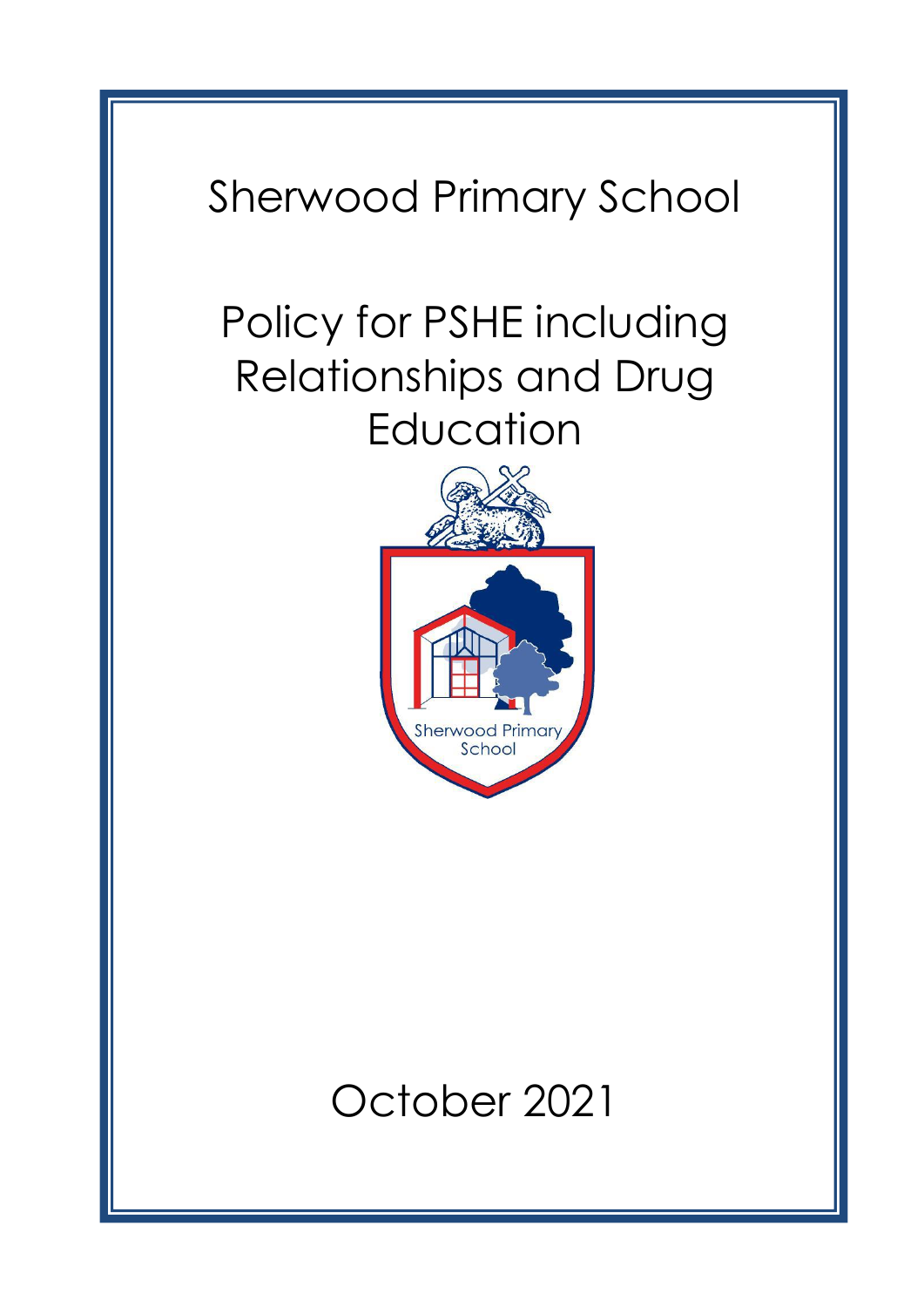# Sherwood Primary School

# Policy for PSHE including Relationships and Drug Education

Sherwood Primary School

October 2021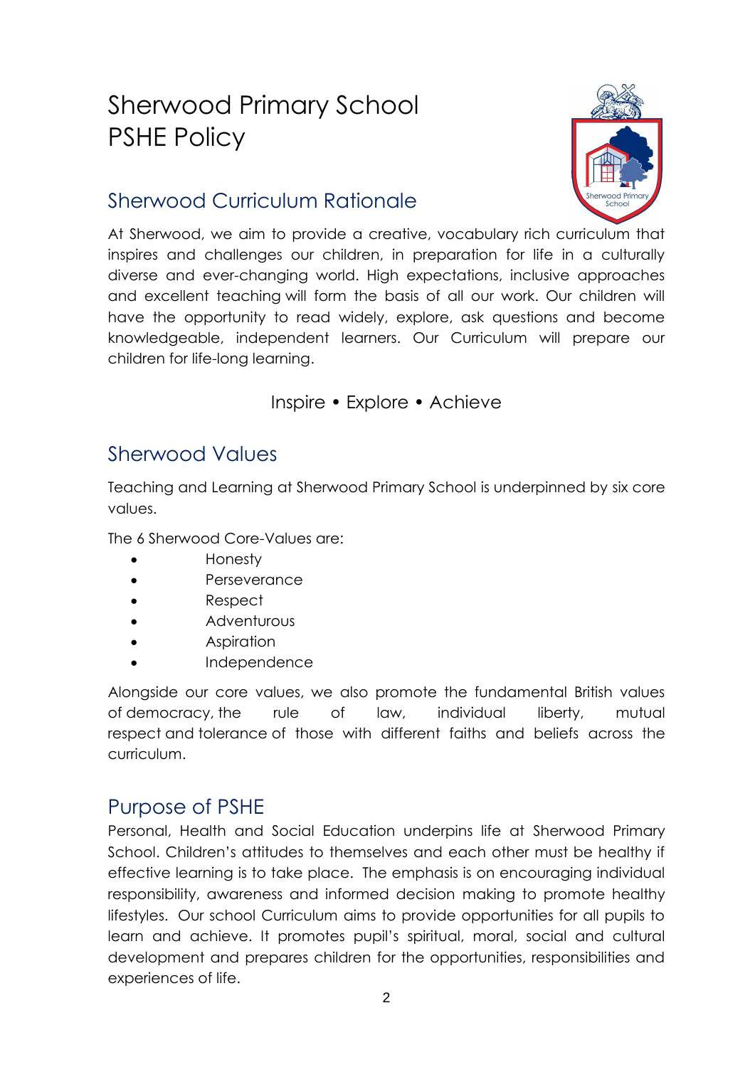# Sherwood Primary School
# PSHE Policy

## Sherwood Curriculum Rationale

At Sherwood, we aim to provide a creative, vocabulary rich curriculum that inspires and challenges our children, in preparation for life in a culturally diverse and ever-changing world. High expectations, inclusive approaches and excellent teaching will form the basis of all our work. Our children will have the opportunity to read widely, explore, ask questions and become knowledgeable, independent learners. Our Curriculum will prepare our children for life-long learning.

Inspire • Explore • Achieve

## Sherwood Values

Teaching and Learning at Sherwood Primary School is underpinned by six core values.

The 6 Sherwood Core-Values are:

- Honesty
- Perseverance
- Respect
- Adventurous
- Aspiration
- Independence

Alongside our core values, we also promote the fundamental British values of democracy, the rule of law, individual liberty, mutual respect and tolerance of those with different faiths and beliefs across the curriculum.

## Purpose of PSHE

Personal, Health and Social Education underpins life at Sherwood Primary School. Children's attitudes to themselves and each other must be healthy if effective learning is to take place. The emphasis is on encouraging individual responsibility, awareness and informed decision making to promote healthy lifestyles. Our school Curriculum aims to provide opportunities for all pupils to learn and achieve. It promotes pupil's spiritual, moral, social and cultural development and prepares children for the opportunities, responsibilities and experiences of life.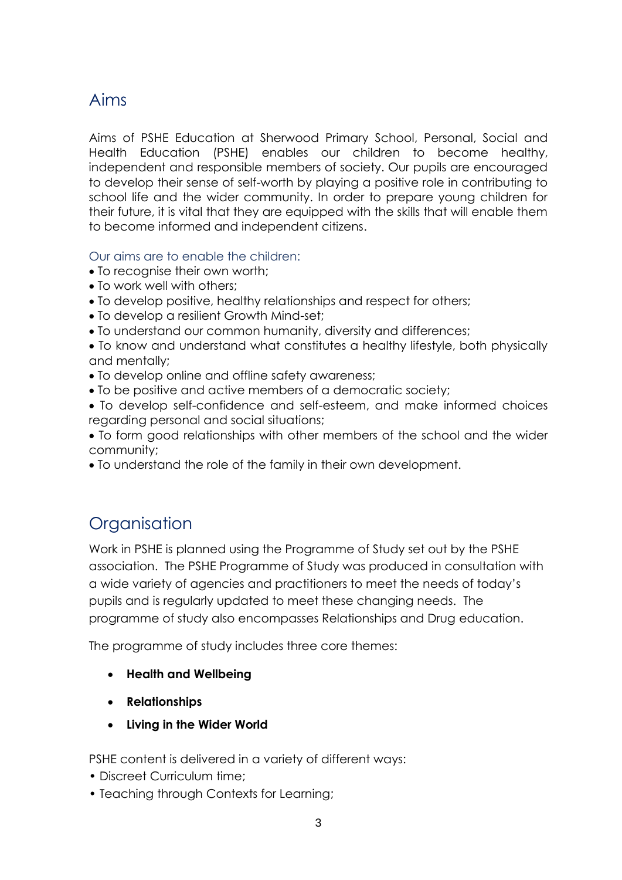## Aims

Aims of PSHE Education at Sherwood Primary School, Personal, Social and Health Education (PSHE) enables our children to become healthy, independent and responsible members of society. Our pupils are encouraged to develop their sense of self-worth by playing a positive role in contributing to school life and the wider community. In order to prepare young children for their future, it is vital that they are equipped with the skills that will enable them to become informed and independent citizens.

Our aims are to enable the children:

- To recognise their own worth;
- To work well with others;
- To develop positive, healthy relationships and respect for others;
- To develop a resilient Growth Mind-set;
- To understand our common humanity, diversity and differences;
- To know and understand what constitutes a healthy lifestyle, both physically and mentally;
- To develop online and offline safety awareness;
- To be positive and active members of a democratic society;
- To develop self-confidence and self-esteem, and make informed choices regarding personal and social situations;
- To form good relationships with other members of the school and the wider community;
- To understand the role of the family in their own development.

## Organisation

Work in PSHE is planned using the Programme of Study set out by the PSHE association. The PSHE Programme of Study was produced in consultation with a wide variety of agencies and practitioners to meet the needs of today's pupils and is regularly updated to meet these changing needs. The programme of study also encompasses Relationships and Drug education.

The programme of study includes three core themes:

- **Health and Wellbeing**
- **Relationships**
- **Living in the Wider World**

PSHE content is delivered in a variety of different ways:

- Discreet Curriculum time;
- Teaching through Contexts for Learning;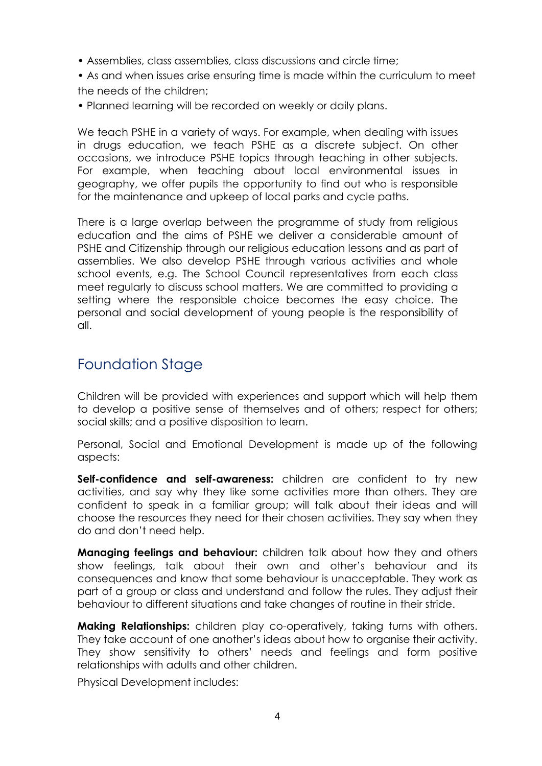- Assemblies, class assemblies, class discussions and circle time;
- As and when issues arise ensuring time is made within the curriculum to meet the needs of the children;
- Planned learning will be recorded on weekly or daily plans.

We teach PSHE in a variety of ways. For example, when dealing with issues in drugs education, we teach PSHE as a discrete subject. On other occasions, we introduce PSHE topics through teaching in other subjects. For example, when teaching about local environmental issues in geography, we offer pupils the opportunity to find out who is responsible for the maintenance and upkeep of local parks and cycle paths.

There is a large overlap between the programme of study from religious education and the aims of PSHE we deliver a considerable amount of PSHE and Citizenship through our religious education lessons and as part of assemblies. We also develop PSHE through various activities and whole school events, e.g. The School Council representatives from each class meet regularly to discuss school matters. We are committed to providing a setting where the responsible choice becomes the easy choice. The personal and social development of young people is the responsibility of all.

## Foundation Stage

Children will be provided with experiences and support which will help them to develop a positive sense of themselves and of others; respect for others; social skills; and a positive disposition to learn.

Personal, Social and Emotional Development is made up of the following aspects:

**Self-confidence and self-awareness:** children are confident to try new activities, and say why they like some activities more than others. They are confident to speak in a familiar group; will talk about their ideas and will choose the resources they need for their chosen activities. They say when they do and don't need help.

**Managing feelings and behaviour:** children talk about how they and others show feelings, talk about their own and other's behaviour and its consequences and know that some behaviour is unacceptable. They work as part of a group or class and understand and follow the rules. They adjust their behaviour to different situations and take changes of routine in their stride.

**Making Relationships:** children play co-operatively, taking turns with others. They take account of one another's ideas about how to organise their activity. They show sensitivity to others' needs and feelings and form positive relationships with adults and other children.

Physical Development includes: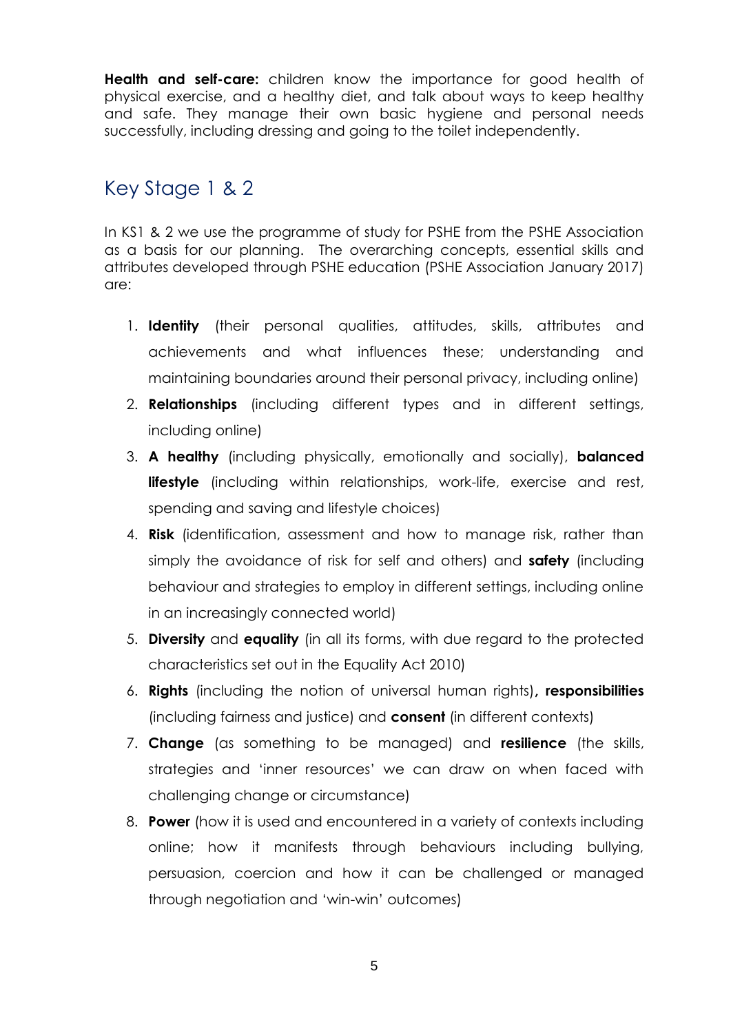**Health and self-care:** children know the importance for good health of physical exercise, and a healthy diet, and talk about ways to keep healthy and safe. They manage their own basic hygiene and personal needs successfully, including dressing and going to the toilet independently.

## Key Stage 1 & 2

In KS1 & 2 we use the programme of study for PSHE from the PSHE Association as a basis for our planning. The overarching concepts, essential skills and attributes developed through PSHE education (PSHE Association January 2017) are:

1. **Identity** (their personal qualities, attitudes, skills, attributes and achievements and what influences these; understanding and maintaining boundaries around their personal privacy, including online)
2. **Relationships** (including different types and in different settings, including online)
3. **A healthy** (including physically, emotionally and socially), **balanced lifestyle** (including within relationships, work-life, exercise and rest, spending and saving and lifestyle choices)
4. **Risk** (identification, assessment and how to manage risk, rather than simply the avoidance of risk for self and others) and **safety** (including behaviour and strategies to employ in different settings, including online in an increasingly connected world)
5. **Diversity** and **equality** (in all its forms, with due regard to the protected characteristics set out in the Equality Act 2010)
6. **Rights** (including the notion of universal human rights)**, responsibilities** (including fairness and justice) and **consent** (in different contexts)
7. **Change** (as something to be managed) and **resilience** (the skills, strategies and 'inner resources' we can draw on when faced with challenging change or circumstance)
8. **Power** (how it is used and encountered in a variety of contexts including online; how it manifests through behaviours including bullying, persuasion, coercion and how it can be challenged or managed through negotiation and 'win-win' outcomes)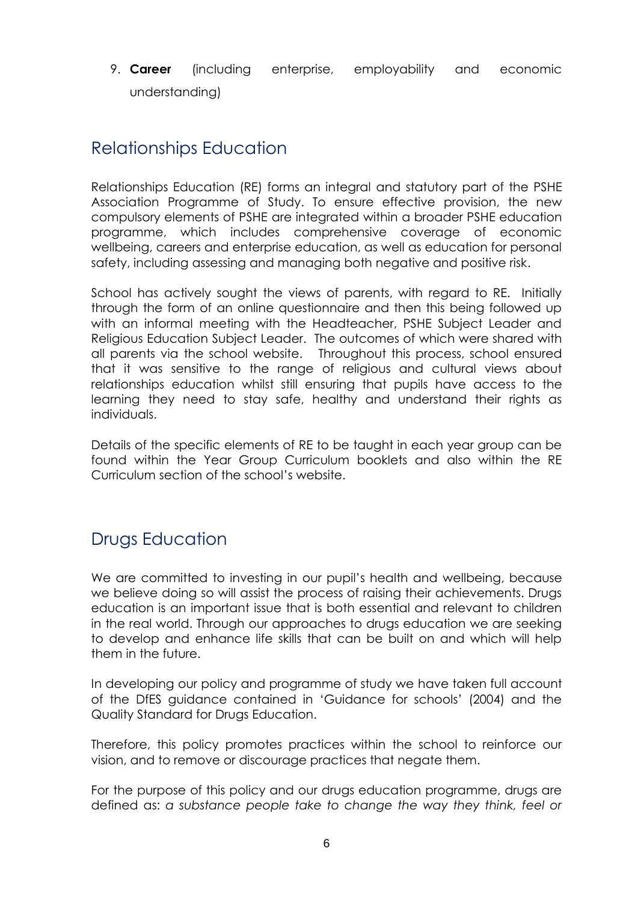9. **Career** (including enterprise, employability and economic understanding)

## Relationships Education

Relationships Education (RE) forms an integral and statutory part of the PSHE Association Programme of Study. To ensure effective provision, the new compulsory elements of PSHE are integrated within a broader PSHE education programme, which includes comprehensive coverage of economic wellbeing, careers and enterprise education, as well as education for personal safety, including assessing and managing both negative and positive risk.

School has actively sought the views of parents, with regard to RE. Initially through the form of an online questionnaire and then this being followed up with an informal meeting with the Headteacher, PSHE Subject Leader and Religious Education Subject Leader. The outcomes of which were shared with all parents via the school website. Throughout this process, school ensured that it was sensitive to the range of religious and cultural views about relationships education whilst still ensuring that pupils have access to the learning they need to stay safe, healthy and understand their rights as individuals.

Details of the specific elements of RE to be taught in each year group can be found within the Year Group Curriculum booklets and also within the RE Curriculum section of the school's website.

## Drugs Education

We are committed to investing in our pupil's health and wellbeing, because we believe doing so will assist the process of raising their achievements. Drugs education is an important issue that is both essential and relevant to children in the real world. Through our approaches to drugs education we are seeking to develop and enhance life skills that can be built on and which will help them in the future.

In developing our policy and programme of study we have taken full account of the DfES guidance contained in 'Guidance for schools' (2004) and the Quality Standard for Drugs Education.

Therefore, this policy promotes practices within the school to reinforce our vision, and to remove or discourage practices that negate them.

For the purpose of this policy and our drugs education programme, drugs are defined as: *a substance people take to change the way they think, feel or*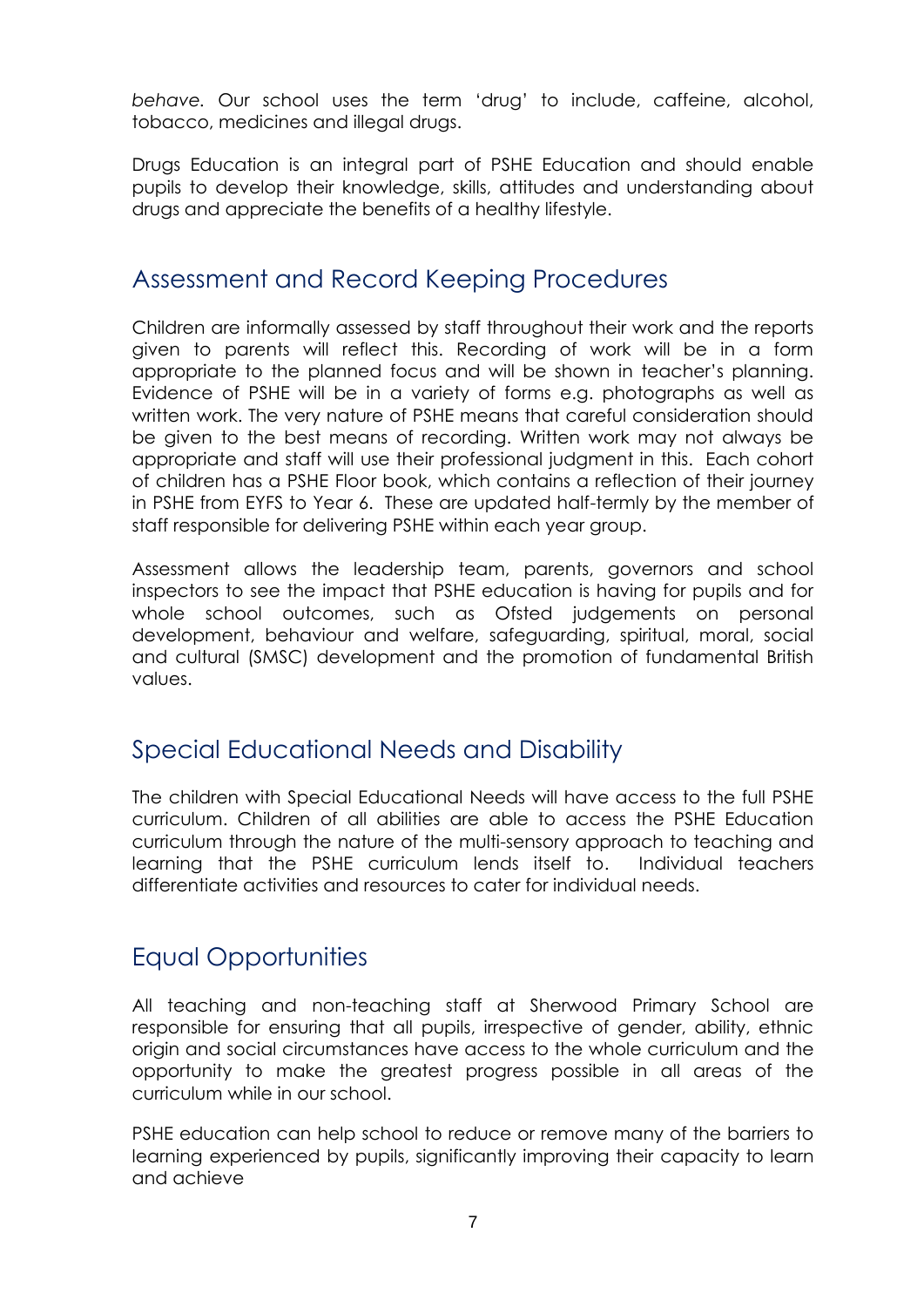*behave*. Our school uses the term 'drug' to include, caffeine, alcohol, tobacco, medicines and illegal drugs.

Drugs Education is an integral part of PSHE Education and should enable pupils to develop their knowledge, skills, attitudes and understanding about drugs and appreciate the benefits of a healthy lifestyle.

## Assessment and Record Keeping Procedures

Children are informally assessed by staff throughout their work and the reports given to parents will reflect this. Recording of work will be in a form appropriate to the planned focus and will be shown in teacher's planning. Evidence of PSHE will be in a variety of forms e.g. photographs as well as written work. The very nature of PSHE means that careful consideration should be given to the best means of recording. Written work may not always be appropriate and staff will use their professional judgment in this. Each cohort of children has a PSHE Floor book, which contains a reflection of their journey in PSHE from EYFS to Year 6. These are updated half-termly by the member of staff responsible for delivering PSHE within each year group.

Assessment allows the leadership team, parents, governors and school inspectors to see the impact that PSHE education is having for pupils and for whole school outcomes, such as Ofsted judgements on personal development, behaviour and welfare, safeguarding, spiritual, moral, social and cultural (SMSC) development and the promotion of fundamental British values.

## Special Educational Needs and Disability

The children with Special Educational Needs will have access to the full PSHE curriculum. Children of all abilities are able to access the PSHE Education curriculum through the nature of the multi-sensory approach to teaching and learning that the PSHE curriculum lends itself to. Individual teachers differentiate activities and resources to cater for individual needs.

## Equal Opportunities

All teaching and non-teaching staff at Sherwood Primary School are responsible for ensuring that all pupils, irrespective of gender, ability, ethnic origin and social circumstances have access to the whole curriculum and the opportunity to make the greatest progress possible in all areas of the curriculum while in our school.

PSHE education can help school to reduce or remove many of the barriers to learning experienced by pupils, significantly improving their capacity to learn and achieve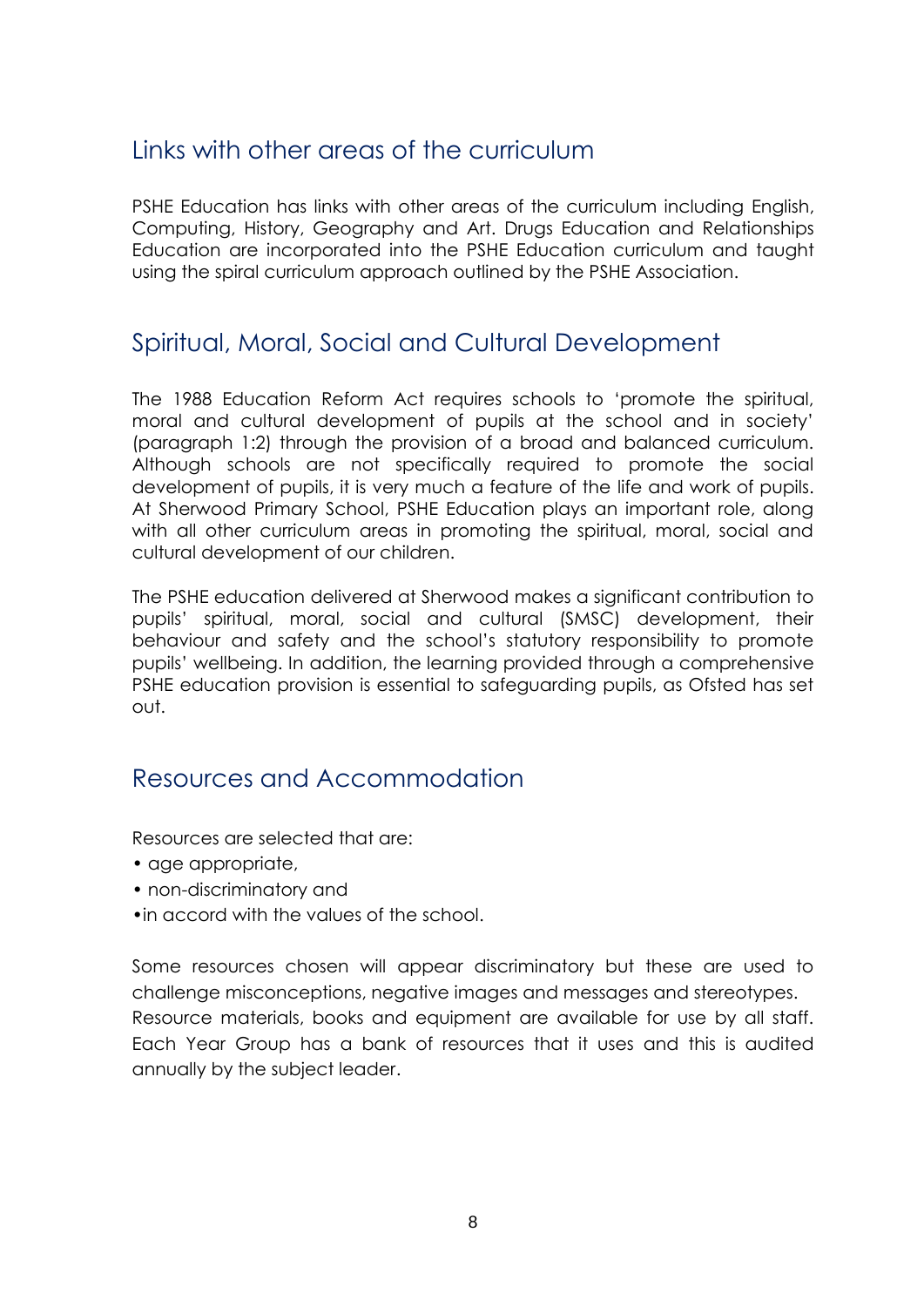## Links with other areas of the curriculum

PSHE Education has links with other areas of the curriculum including English, Computing, History, Geography and Art. Drugs Education and Relationships Education are incorporated into the PSHE Education curriculum and taught using the spiral curriculum approach outlined by the PSHE Association.

## Spiritual, Moral, Social and Cultural Development

The 1988 Education Reform Act requires schools to 'promote the spiritual, moral and cultural development of pupils at the school and in society' (paragraph 1:2) through the provision of a broad and balanced curriculum. Although schools are not specifically required to promote the social development of pupils, it is very much a feature of the life and work of pupils. At Sherwood Primary School, PSHE Education plays an important role, along with all other curriculum areas in promoting the spiritual, moral, social and cultural development of our children.

The PSHE education delivered at Sherwood makes a significant contribution to pupils' spiritual, moral, social and cultural (SMSC) development, their behaviour and safety and the school's statutory responsibility to promote pupils' wellbeing. In addition, the learning provided through a comprehensive PSHE education provision is essential to safeguarding pupils, as Ofsted has set out.

## Resources and Accommodation

Resources are selected that are:

- age appropriate,
- non-discriminatory and
- in accord with the values of the school.

Some resources chosen will appear discriminatory but these are used to challenge misconceptions, negative images and messages and stereotypes. Resource materials, books and equipment are available for use by all staff. Each Year Group has a bank of resources that it uses and this is audited annually by the subject leader.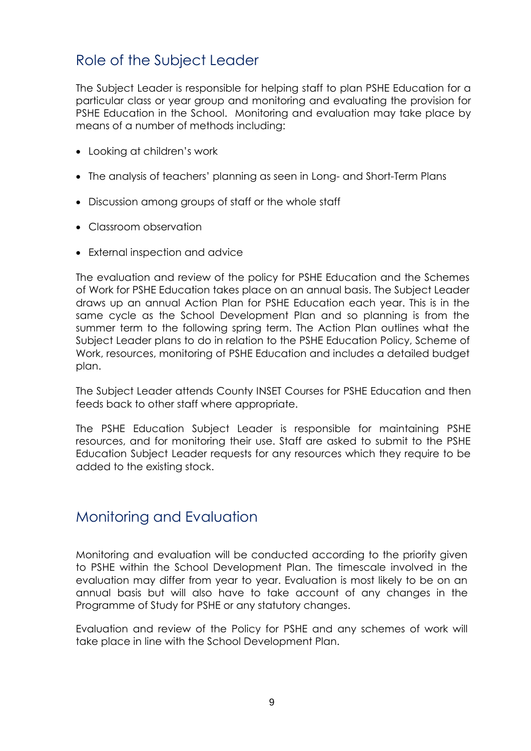## Role of the Subject Leader

The Subject Leader is responsible for helping staff to plan PSHE Education for a particular class or year group and monitoring and evaluating the provision for PSHE Education in the School. Monitoring and evaluation may take place by means of a number of methods including:

- Looking at children's work
- The analysis of teachers' planning as seen in Long- and Short-Term Plans
- Discussion among groups of staff or the whole staff
- Classroom observation
- External inspection and advice

The evaluation and review of the policy for PSHE Education and the Schemes of Work for PSHE Education takes place on an annual basis. The Subject Leader draws up an annual Action Plan for PSHE Education each year. This is in the same cycle as the School Development Plan and so planning is from the summer term to the following spring term. The Action Plan outlines what the Subject Leader plans to do in relation to the PSHE Education Policy, Scheme of Work, resources, monitoring of PSHE Education and includes a detailed budget plan.

The Subject Leader attends County INSET Courses for PSHE Education and then feeds back to other staff where appropriate.

The PSHE Education Subject Leader is responsible for maintaining PSHE resources, and for monitoring their use. Staff are asked to submit to the PSHE Education Subject Leader requests for any resources which they require to be added to the existing stock.

## Monitoring and Evaluation

Monitoring and evaluation will be conducted according to the priority given to PSHE within the School Development Plan. The timescale involved in the evaluation may differ from year to year. Evaluation is most likely to be on an annual basis but will also have to take account of any changes in the Programme of Study for PSHE or any statutory changes.

Evaluation and review of the Policy for PSHE and any schemes of work will take place in line with the School Development Plan.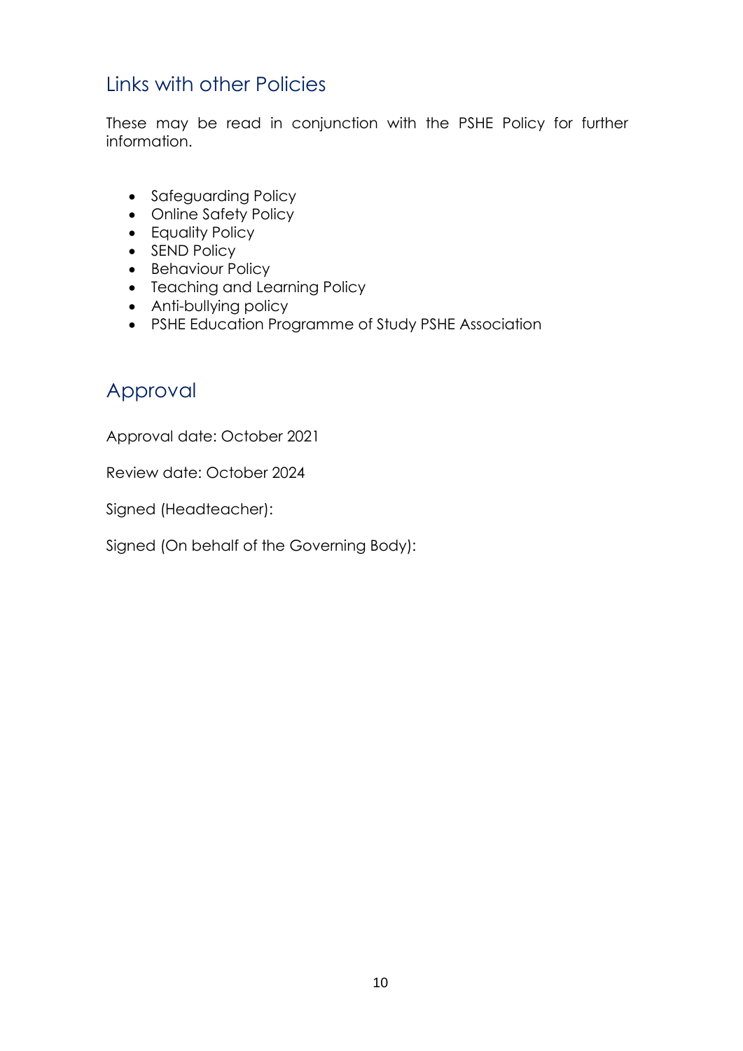## Links with other Policies

These may be read in conjunction with the PSHE Policy for further information.

- Safeguarding Policy
- Online Safety Policy
- Equality Policy
- SEND Policy
- Behaviour Policy
- Teaching and Learning Policy
- Anti-bullying policy
- PSHE Education Programme of Study PSHE Association

## Approval

Approval date: October 2021

Review date: October 2024

Signed (Headteacher):

Signed (On behalf of the Governing Body):